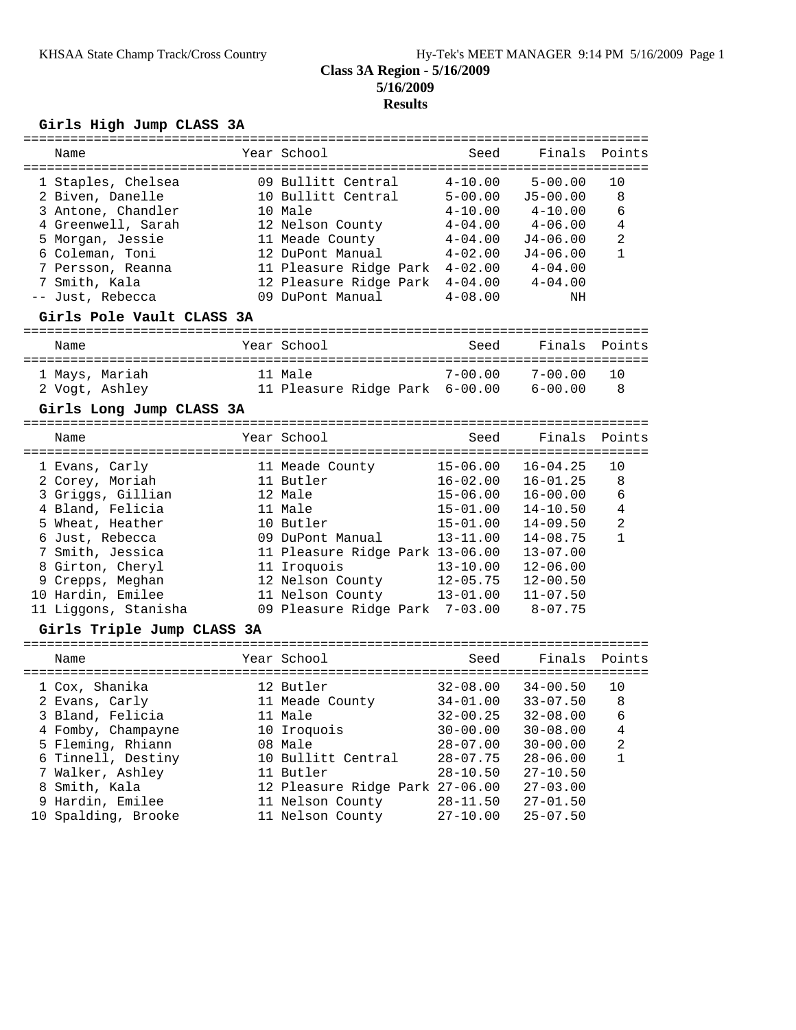# Class 3A Region - 5/16/2009

**5/16/2009**

**Results**

## Girls High Jump CLASS 3A

| | Name | Year | School | Seed | Finals | Points |
|---|---|---|---|---|---|---|
| 1 | Staples, Chelsea | 09 | Bullitt Central | 4-10.00 | 5-00.00 | 10 |
| 2 | Biven, Danelle | 10 | Bullitt Central | 5-00.00 | J5-00.00 | 8 |
| 3 | Antone, Chandler | 10 | Male | 4-10.00 | 4-10.00 | 6 |
| 4 | Greenwell, Sarah | 12 | Nelson County | 4-04.00 | 4-06.00 | 4 |
| 5 | Morgan, Jessie | 11 | Meade County | 4-04.00 | J4-06.00 | 2 |
| 6 | Coleman, Toni | 12 | DuPont Manual | 4-02.00 | J4-06.00 | 1 |
| 7 | Persson, Reanna | 11 | Pleasure Ridge Park | 4-02.00 | 4-04.00 | |
| 7 | Smith, Kala | 12 | Pleasure Ridge Park | 4-04.00 | 4-04.00 | |
| -- | Just, Rebecca | 09 | DuPont Manual | 4-08.00 | NH | |

## Girls Pole Vault CLASS 3A

| | Name | Year | School | Seed | Finals | Points |
|---|---|---|---|---|---|---|
| 1 | Mays, Mariah | 11 | Male | 7-00.00 | 7-00.00 | 10 |
| 2 | Vogt, Ashley | 11 | Pleasure Ridge Park | 6-00.00 | 6-00.00 | 8 |

## Girls Long Jump CLASS 3A

| | Name | Year | School | Seed | Finals | Points |
|---|---|---|---|---|---|---|
| 1 | Evans, Carly | 11 | Meade County | 15-06.00 | 16-04.25 | 10 |
| 2 | Corey, Moriah | 11 | Butler | 16-02.00 | 16-01.25 | 8 |
| 3 | Griggs, Gillian | 12 | Male | 15-06.00 | 16-00.00 | 6 |
| 4 | Bland, Felicia | 11 | Male | 15-01.00 | 14-10.50 | 4 |
| 5 | Wheat, Heather | 10 | Butler | 15-01.00 | 14-09.50 | 2 |
| 6 | Just, Rebecca | 09 | DuPont Manual | 13-11.00 | 14-08.75 | 1 |
| 7 | Smith, Jessica | 11 | Pleasure Ridge Park | 13-06.00 | 13-07.00 | |
| 8 | Girton, Cheryl | 11 | Iroquois | 13-10.00 | 12-06.00 | |
| 9 | Crepps, Meghan | 12 | Nelson County | 12-05.75 | 12-00.50 | |
| 10 | Hardin, Emilee | 11 | Nelson County | 13-01.00 | 11-07.50 | |
| 11 | Liggons, Stanisha | 09 | Pleasure Ridge Park | 7-03.00 | 8-07.75 | |

## Girls Triple Jump CLASS 3A

| | Name | Year | School | Seed | Finals | Points |
|---|---|---|---|---|---|---|
| 1 | Cox, Shanika | 12 | Butler | 32-08.00 | 34-00.50 | 10 |
| 2 | Evans, Carly | 11 | Meade County | 34-01.00 | 33-07.50 | 8 |
| 3 | Bland, Felicia | 11 | Male | 32-00.25 | 32-08.00 | 6 |
| 4 | Fomby, Champayne | 10 | Iroquois | 30-00.00 | 30-08.00 | 4 |
| 5 | Fleming, Rhiann | 08 | Male | 28-07.00 | 30-00.00 | 2 |
| 6 | Tinnell, Destiny | 10 | Bullitt Central | 28-07.75 | 28-06.00 | 1 |
| 7 | Walker, Ashley | 11 | Butler | 28-10.50 | 27-10.50 | |
| 8 | Smith, Kala | 12 | Pleasure Ridge Park | 27-06.00 | 27-03.00 | |
| 9 | Hardin, Emilee | 11 | Nelson County | 28-11.50 | 27-01.50 | |
| 10 | Spalding, Brooke | 11 | Nelson County | 27-10.00 | 25-07.50 | |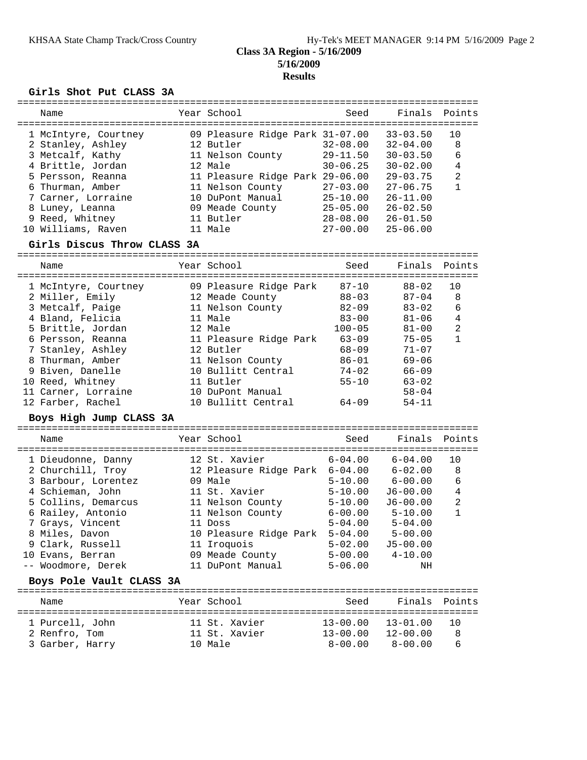**Class 3A Region - 5/16/2009**
**5/16/2009**
**Results**

### Girls Shot Put CLASS 3A

| | Name | Year | School | Seed | Finals | Points |
|---|---|---|---|---|---|---|
| 1 | McIntyre, Courtney | 09 | Pleasure Ridge Park | 31-07.00 | 33-03.50 | 10 |
| 2 | Stanley, Ashley | 12 | Butler | 32-08.00 | 32-04.00 | 8 |
| 3 | Metcalf, Kathy | 11 | Nelson County | 29-11.50 | 30-03.50 | 6 |
| 4 | Brittle, Jordan | 12 | Male | 30-06.25 | 30-02.00 | 4 |
| 5 | Persson, Reanna | 11 | Pleasure Ridge Park | 29-06.00 | 29-03.75 | 2 |
| 6 | Thurman, Amber | 11 | Nelson County | 27-03.00 | 27-06.75 | 1 |
| 7 | Carner, Lorraine | 10 | DuPont Manual | 25-10.00 | 26-11.00 | |
| 8 | Luney, Leanna | 09 | Meade County | 25-05.00 | 26-02.50 | |
| 9 | Reed, Whitney | 11 | Butler | 28-08.00 | 26-01.50 | |
| 10 | Williams, Raven | 11 | Male | 27-00.00 | 25-06.00 | |

### Girls Discus Throw CLASS 3A

| | Name | Year | School | Seed | Finals | Points |
|---|---|---|---|---|---|---|
| 1 | McIntyre, Courtney | 09 | Pleasure Ridge Park | 87-10 | 88-02 | 10 |
| 2 | Miller, Emily | 12 | Meade County | 88-03 | 87-04 | 8 |
| 3 | Metcalf, Paige | 11 | Nelson County | 82-09 | 83-02 | 6 |
| 4 | Bland, Felicia | 11 | Male | 83-00 | 81-06 | 4 |
| 5 | Brittle, Jordan | 12 | Male | 100-05 | 81-00 | 2 |
| 6 | Persson, Reanna | 11 | Pleasure Ridge Park | 63-09 | 75-05 | 1 |
| 7 | Stanley, Ashley | 12 | Butler | 68-09 | 71-07 | |
| 8 | Thurman, Amber | 11 | Nelson County | 86-01 | 69-06 | |
| 9 | Biven, Danelle | 10 | Bullitt Central | 74-02 | 66-09 | |
| 10 | Reed, Whitney | 11 | Butler | 55-10 | 63-02 | |
| 11 | Carner, Lorraine | 10 | DuPont Manual | | 58-04 | |
| 12 | Farber, Rachel | 10 | Bullitt Central | 64-09 | 54-11 | |

### Boys High Jump CLASS 3A

| | Name | Year | School | Seed | Finals | Points |
|---|---|---|---|---|---|---|
| 1 | Dieudonne, Danny | 12 | St. Xavier | 6-04.00 | 6-04.00 | 10 |
| 2 | Churchill, Troy | 12 | Pleasure Ridge Park | 6-04.00 | 6-02.00 | 8 |
| 3 | Barbour, Lorentez | 09 | Male | 5-10.00 | 6-00.00 | 6 |
| 4 | Schieman, John | 11 | St. Xavier | 5-10.00 | J6-00.00 | 4 |
| 5 | Collins, Demarcus | 11 | Nelson County | 5-10.00 | J6-00.00 | 2 |
| 6 | Railey, Antonio | 11 | Nelson County | 6-00.00 | 5-10.00 | 1 |
| 7 | Grays, Vincent | 11 | Doss | 5-04.00 | 5-04.00 | |
| 8 | Miles, Davon | 10 | Pleasure Ridge Park | 5-04.00 | 5-00.00 | |
| 9 | Clark, Russell | 11 | Iroquois | 5-02.00 | J5-00.00 | |
| 10 | Evans, Berran | 09 | Meade County | 5-00.00 | 4-10.00 | |
| -- | Woodmore, Derek | 11 | DuPont Manual | 5-06.00 | NH | |

### Boys Pole Vault CLASS 3A

| | Name | Year | School | Seed | Finals | Points |
|---|---|---|---|---|---|---|
| 1 | Purcell, John | 11 | St. Xavier | 13-00.00 | 13-01.00 | 10 |
| 2 | Renfro, Tom | 11 | St. Xavier | 13-00.00 | 12-00.00 | 8 |
| 3 | Garber, Harry | 10 | Male | 8-00.00 | 8-00.00 | 6 |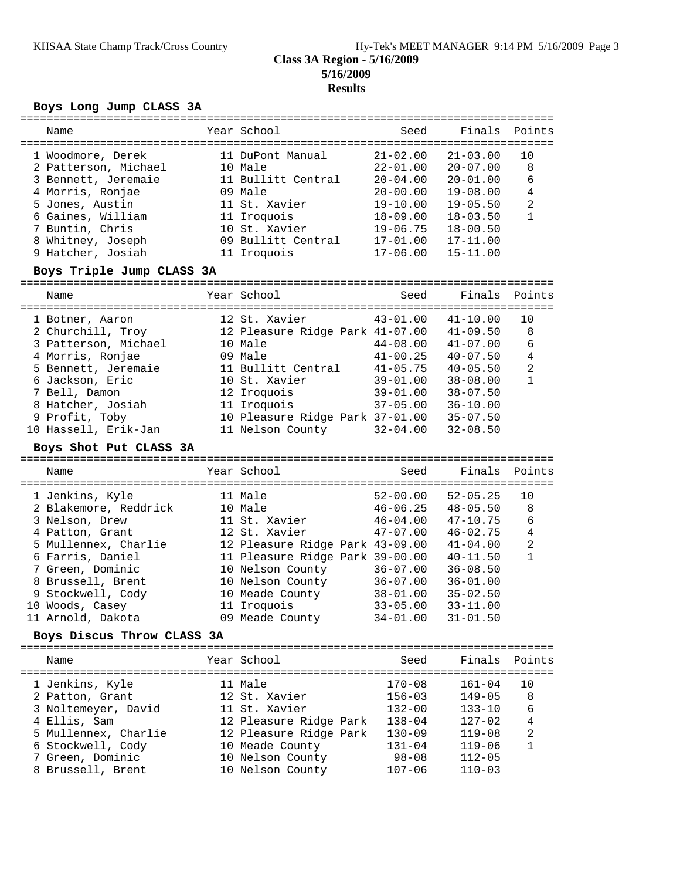# Class 3A Region - 5/16/2009
## 5/16/2009
## Results

### Boys Long Jump CLASS 3A

| Name | Year | School | Seed | Finals | Points |
|---|---|---|---|---|---|
| 1 Woodmore, Derek | 11 | DuPont Manual | 21-02.00 | 21-03.00 | 10 |
| 2 Patterson, Michael | 10 | Male | 22-01.00 | 20-07.00 | 8 |
| 3 Bennett, Jeremaie | 11 | Bullitt Central | 20-04.00 | 20-01.00 | 6 |
| 4 Morris, Ronjae | 09 | Male | 20-00.00 | 19-08.00 | 4 |
| 5 Jones, Austin | 11 | St. Xavier | 19-10.00 | 19-05.50 | 2 |
| 6 Gaines, William | 11 | Iroquois | 18-09.00 | 18-03.50 | 1 |
| 7 Buntin, Chris | 10 | St. Xavier | 19-06.75 | 18-00.50 | |
| 8 Whitney, Joseph | 09 | Bullitt Central | 17-01.00 | 17-11.00 | |
| 9 Hatcher, Josiah | 11 | Iroquois | 17-06.00 | 15-11.00 | |

### Boys Triple Jump CLASS 3A

| Name | Year | School | Seed | Finals | Points |
|---|---|---|---|---|---|
| 1 Botner, Aaron | 12 | St. Xavier | 43-01.00 | 41-10.00 | 10 |
| 2 Churchill, Troy | 12 | Pleasure Ridge Park | 41-07.00 | 41-09.50 | 8 |
| 3 Patterson, Michael | 10 | Male | 44-08.00 | 41-07.00 | 6 |
| 4 Morris, Ronjae | 09 | Male | 41-00.25 | 40-07.50 | 4 |
| 5 Bennett, Jeremaie | 11 | Bullitt Central | 41-05.75 | 40-05.50 | 2 |
| 6 Jackson, Eric | 10 | St. Xavier | 39-01.00 | 38-08.00 | 1 |
| 7 Bell, Damon | 12 | Iroquois | 39-01.00 | 38-07.50 | |
| 8 Hatcher, Josiah | 11 | Iroquois | 37-05.00 | 36-10.00 | |
| 9 Profit, Toby | 10 | Pleasure Ridge Park | 37-01.00 | 35-07.50 | |
| 10 Hassell, Erik-Jan | 11 | Nelson County | 32-04.00 | 32-08.50 | |

### Boys Shot Put CLASS 3A

| Name | Year | School | Seed | Finals | Points |
|---|---|---|---|---|---|
| 1 Jenkins, Kyle | 11 | Male | 52-00.00 | 52-05.25 | 10 |
| 2 Blakemore, Reddrick | 10 | Male | 46-06.25 | 48-05.50 | 8 |
| 3 Nelson, Drew | 11 | St. Xavier | 46-04.00 | 47-10.75 | 6 |
| 4 Patton, Grant | 12 | St. Xavier | 47-07.00 | 46-02.75 | 4 |
| 5 Mullennex, Charlie | 12 | Pleasure Ridge Park | 43-09.00 | 41-04.00 | 2 |
| 6 Farris, Daniel | 11 | Pleasure Ridge Park | 39-00.00 | 40-11.50 | 1 |
| 7 Green, Dominic | 10 | Nelson County | 36-07.00 | 36-08.50 | |
| 8 Brussell, Brent | 10 | Nelson County | 36-07.00 | 36-01.00 | |
| 9 Stockwell, Cody | 10 | Meade County | 38-01.00 | 35-02.50 | |
| 10 Woods, Casey | 11 | Iroquois | 33-05.00 | 33-11.00 | |
| 11 Arnold, Dakota | 09 | Meade County | 34-01.00 | 31-01.50 | |

### Boys Discus Throw CLASS 3A

| Name | Year | School | Seed | Finals | Points |
|---|---|---|---|---|---|
| 1 Jenkins, Kyle | 11 | Male | 170-08 | 161-04 | 10 |
| 2 Patton, Grant | 12 | St. Xavier | 156-03 | 149-05 | 8 |
| 3 Noltemeyer, David | 11 | St. Xavier | 132-00 | 133-10 | 6 |
| 4 Ellis, Sam | 12 | Pleasure Ridge Park | 138-04 | 127-02 | 4 |
| 5 Mullennex, Charlie | 12 | Pleasure Ridge Park | 130-09 | 119-08 | 2 |
| 6 Stockwell, Cody | 10 | Meade County | 131-04 | 119-06 | 1 |
| 7 Green, Dominic | 10 | Nelson County | 98-08 | 112-05 | |
| 8 Brussell, Brent | 10 | Nelson County | 107-06 | 110-03 | |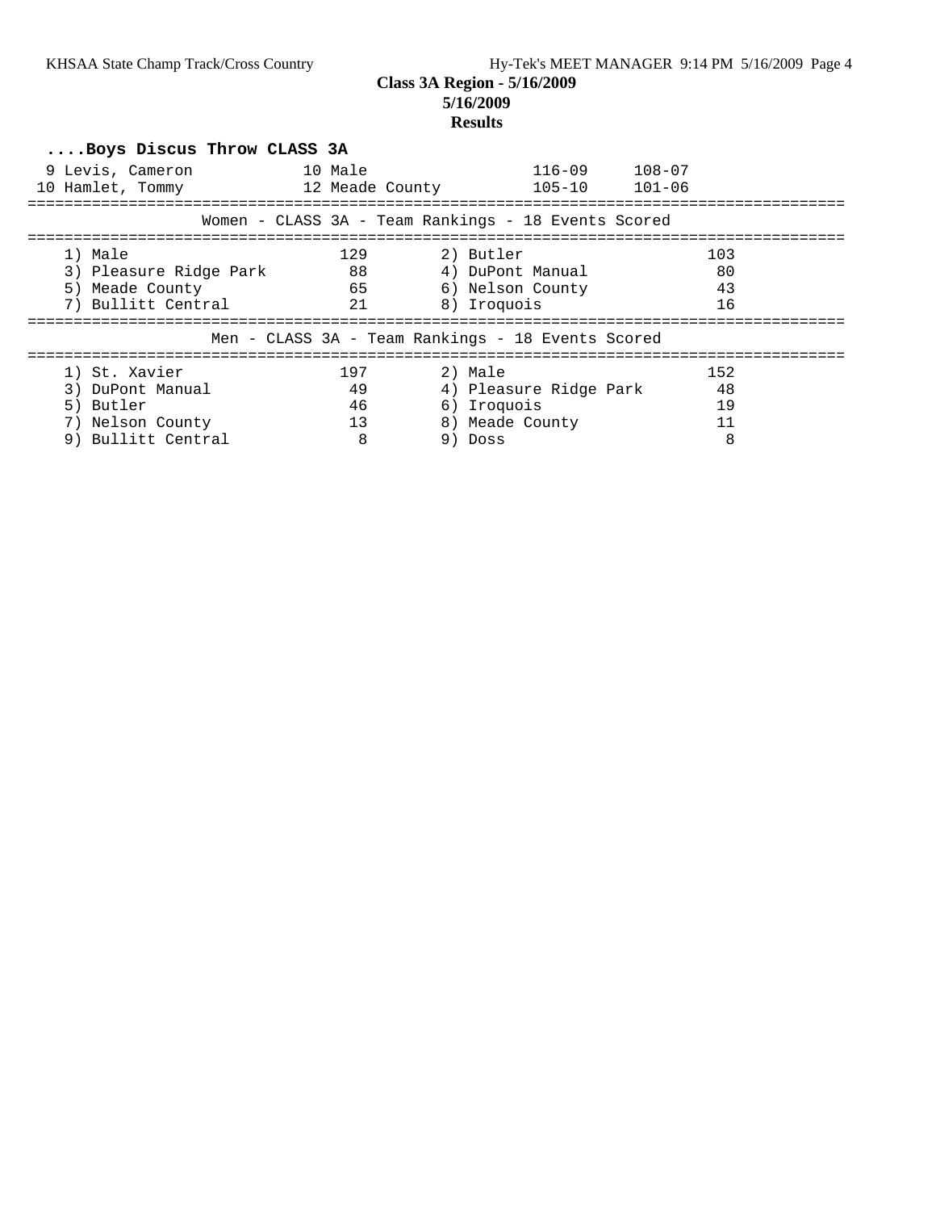# Class 3A Region - 5/16/2009

**5/16/2009**

**Results**

## ....Boys Discus Throw CLASS 3A

| | | | | | |
|---|---|---|---|---|---|
| 9 | Levis, Cameron | 10 | Male | 116-09 | 108-07 |
| 10 | Hamlet, Tommy | 12 | Meade County | 105-10 | 101-06 |

## Women - CLASS 3A - Team Rankings - 18 Events Scored

| | | | |
|---|---|---|---|
| 1) Male | 129 | 2) Butler | 103 |
| 3) Pleasure Ridge Park | 88 | 4) DuPont Manual | 80 |
| 5) Meade County | 65 | 6) Nelson County | 43 |
| 7) Bullitt Central | 21 | 8) Iroquois | 16 |

## Men - CLASS 3A - Team Rankings - 18 Events Scored

| | | | |
|---|---|---|---|
| 1) St. Xavier | 197 | 2) Male | 152 |
| 3) DuPont Manual | 49 | 4) Pleasure Ridge Park | 48 |
| 5) Butler | 46 | 6) Iroquois | 19 |
| 7) Nelson County | 13 | 8) Meade County | 11 |
| 9) Bullitt Central | 8 | 9) Doss | 8 |